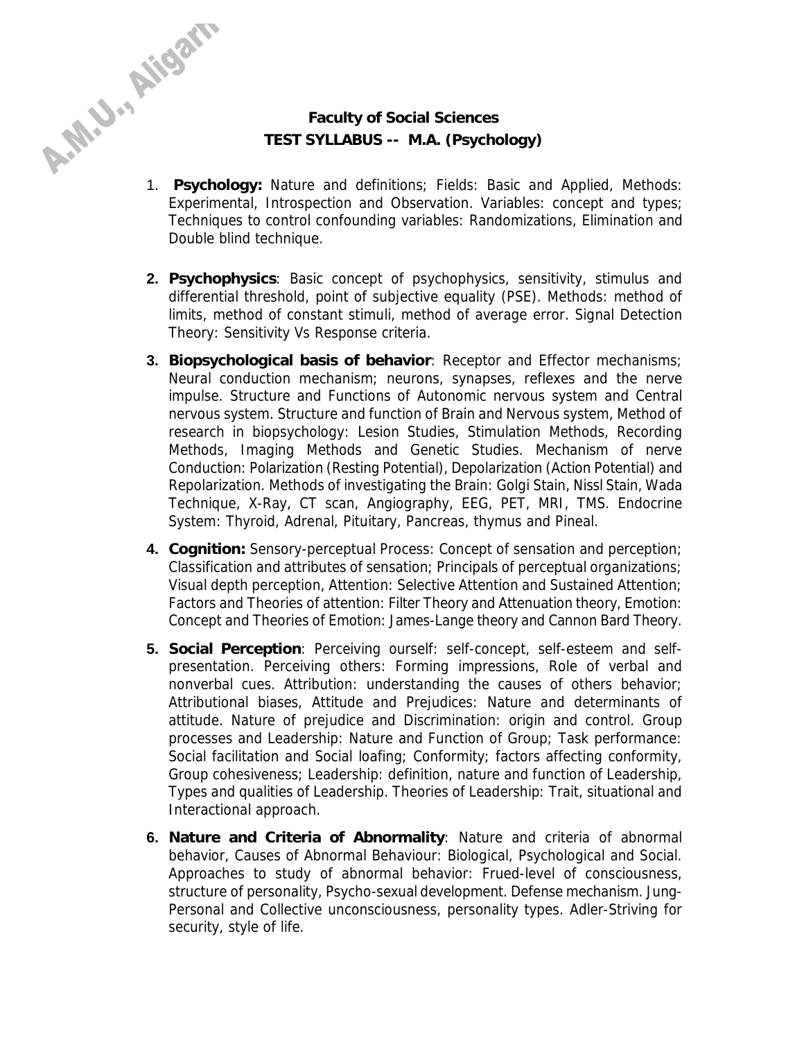# Faculty of Social Sciences

## TEST SYLLABUS -- M.A. (Psychology)

1. **Psychology:** Nature and definitions; Fields: Basic and Applied, Methods: Experimental, Introspection and Observation. Variables: concept and types; Techniques to control confounding variables: Randomizations, Elimination and Double blind technique.

2. **Psychophysics**: Basic concept of psychophysics, sensitivity, stimulus and differential threshold, point of subjective equality (PSE). Methods: method of limits, method of constant stimuli, method of average error. Signal Detection Theory: Sensitivity Vs Response criteria.

3. **Biopsychological basis of behavior**: Receptor and Effector mechanisms; Neural conduction mechanism; neurons, synapses, reflexes and the nerve impulse. Structure and Functions of Autonomic nervous system and Central nervous system. Structure and function of Brain and Nervous system, Method of research in biopsychology: Lesion Studies, Stimulation Methods, Recording Methods, Imaging Methods and Genetic Studies. Mechanism of nerve Conduction: Polarization (Resting Potential), Depolarization (Action Potential) and Repolarization. Methods of investigating the Brain: Golgi Stain, Nissl Stain, Wada Technique, X-Ray, CT scan, Angiography, EEG, PET, MRI, TMS. Endocrine System: Thyroid, Adrenal, Pituitary, Pancreas, thymus and Pineal.

4. **Cognition:** Sensory-perceptual Process: Concept of sensation and perception; Classification and attributes of sensation; Principals of perceptual organizations; Visual depth perception, Attention: Selective Attention and Sustained Attention; Factors and Theories of attention: Filter Theory and Attenuation theory, Emotion: Concept and Theories of Emotion: James-Lange theory and Cannon Bard Theory.

5. **Social Perception**: Perceiving ourself: self-concept, self-esteem and self-presentation. Perceiving others: Forming impressions, Role of verbal and nonverbal cues. Attribution: understanding the causes of others behavior; Attributional biases, Attitude and Prejudices: Nature and determinants of attitude. Nature of prejudice and Discrimination: origin and control. Group processes and Leadership: Nature and Function of Group; Task performance: Social facilitation and Social loafing; Conformity; factors affecting conformity, Group cohesiveness; Leadership: definition, nature and function of Leadership, Types and qualities of Leadership. Theories of Leadership: Trait, situational and Interactional approach.

6. **Nature and Criteria of Abnormality**: Nature and criteria of abnormal behavior, Causes of Abnormal Behaviour: Biological, Psychological and Social. Approaches to study of abnormal behavior: Frued-level of consciousness, structure of personality, Psycho-sexual development. Defense mechanism. Jung-Personal and Collective unconsciousness, personality types. Adler-Striving for security, style of life.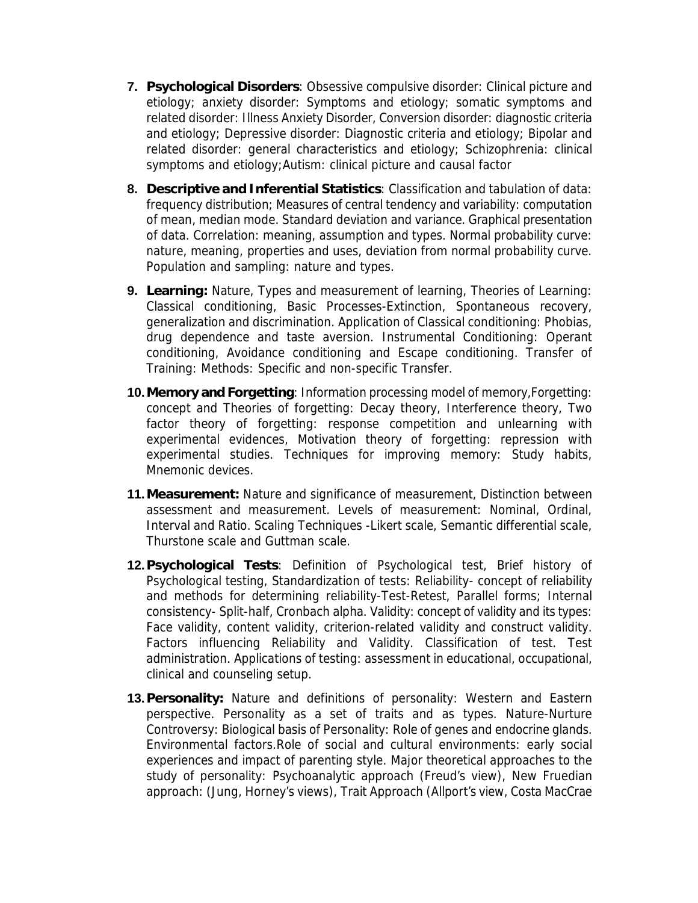7. **Psychological Disorders**: Obsessive compulsive disorder: Clinical picture and etiology; anxiety disorder: Symptoms and etiology; somatic symptoms and related disorder: Illness Anxiety Disorder, Conversion disorder: diagnostic criteria and etiology; Depressive disorder: Diagnostic criteria and etiology; Bipolar and related disorder: general characteristics and etiology; Schizophrenia: clinical symptoms and etiology;Autism: clinical picture and causal factor

8. **Descriptive and Inferential Statistics**: Classification and tabulation of data: frequency distribution; Measures of central tendency and variability: computation of mean, median mode. Standard deviation and variance. Graphical presentation of data. Correlation: meaning, assumption and types. Normal probability curve: nature, meaning, properties and uses, deviation from normal probability curve. Population and sampling: nature and types.

9. **Learning:** Nature, Types and measurement of learning, Theories of Learning: Classical conditioning, Basic Processes-Extinction, Spontaneous recovery, generalization and discrimination. Application of Classical conditioning: Phobias, drug dependence and taste aversion. Instrumental Conditioning: Operant conditioning, Avoidance conditioning and Escape conditioning. Transfer of Training: Methods: Specific and non-specific Transfer.

10. **Memory and Forgetting**: Information processing model of memory,Forgetting: concept and Theories of forgetting: Decay theory, Interference theory, Two factor theory of forgetting: response competition and unlearning with experimental evidences, Motivation theory of forgetting: repression with experimental studies. Techniques for improving memory: Study habits, Mnemonic devices.

11. **Measurement:** Nature and significance of measurement, Distinction between assessment and measurement. Levels of measurement: Nominal, Ordinal, Interval and Ratio. Scaling Techniques -Likert scale, Semantic differential scale, Thurstone scale and Guttman scale.

12. **Psychological Tests**: Definition of Psychological test, Brief history of Psychological testing, Standardization of tests: Reliability- concept of reliability and methods for determining reliability-Test-Retest, Parallel forms; Internal consistency- Split-half, Cronbach alpha. Validity: concept of validity and its types: Face validity, content validity, criterion-related validity and construct validity. Factors influencing Reliability and Validity. Classification of test. Test administration. Applications of testing: assessment in educational, occupational, clinical and counseling setup.

13. **Personality:** Nature and definitions of personality: Western and Eastern perspective. Personality as a set of traits and as types. Nature-Nurture Controversy: Biological basis of Personality: Role of genes and endocrine glands. Environmental factors.Role of social and cultural environments: early social experiences and impact of parenting style. Major theoretical approaches to the study of personality: Psychoanalytic approach (Freud's view), New Fruedian approach: (Jung, Horney's views), Trait Approach (Allport's view, Costa MacCrae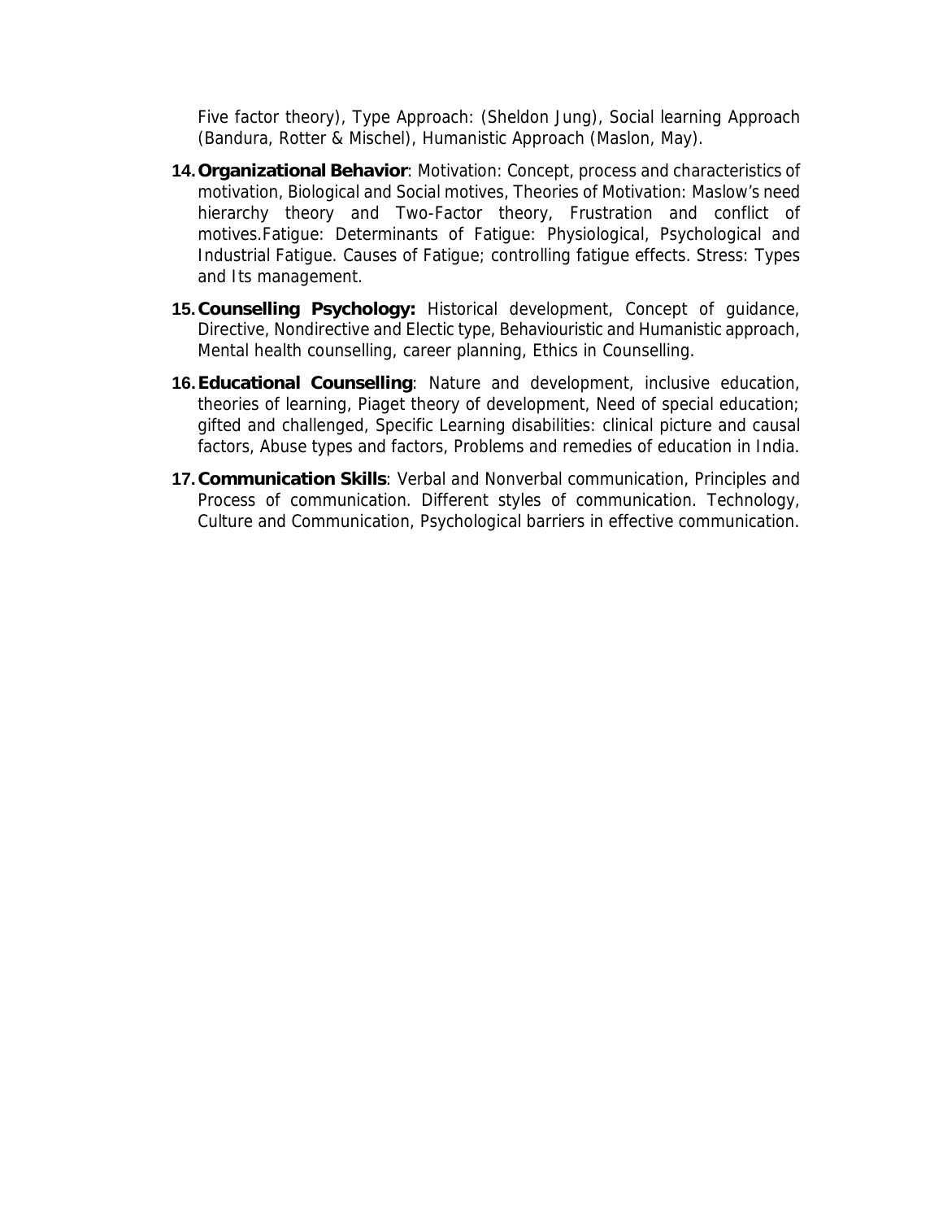Five factor theory), Type Approach: (Sheldon Jung), Social learning Approach (Bandura, Rotter & Mischel), Humanistic Approach (Maslon, May).

14. **Organizational Behavior**: Motivation: Concept, process and characteristics of motivation, Biological and Social motives, Theories of Motivation: Maslow's need hierarchy theory and Two-Factor theory, Frustration and conflict of motives.Fatigue: Determinants of Fatigue: Physiological, Psychological and Industrial Fatigue. Causes of Fatigue; controlling fatigue effects. Stress: Types and Its management.

15. **Counselling Psychology:** Historical development, Concept of guidance, Directive, Nondirective and Electic type, Behaviouristic and Humanistic approach, Mental health counselling, career planning, Ethics in Counselling.

16. **Educational Counselling**: Nature and development, inclusive education, theories of learning, Piaget theory of development, Need of special education; gifted and challenged, Specific Learning disabilities: clinical picture and causal factors, Abuse types and factors, Problems and remedies of education in India.

17. **Communication Skills**: Verbal and Nonverbal communication, Principles and Process of communication. Different styles of communication. Technology, Culture and Communication, Psychological barriers in effective communication.